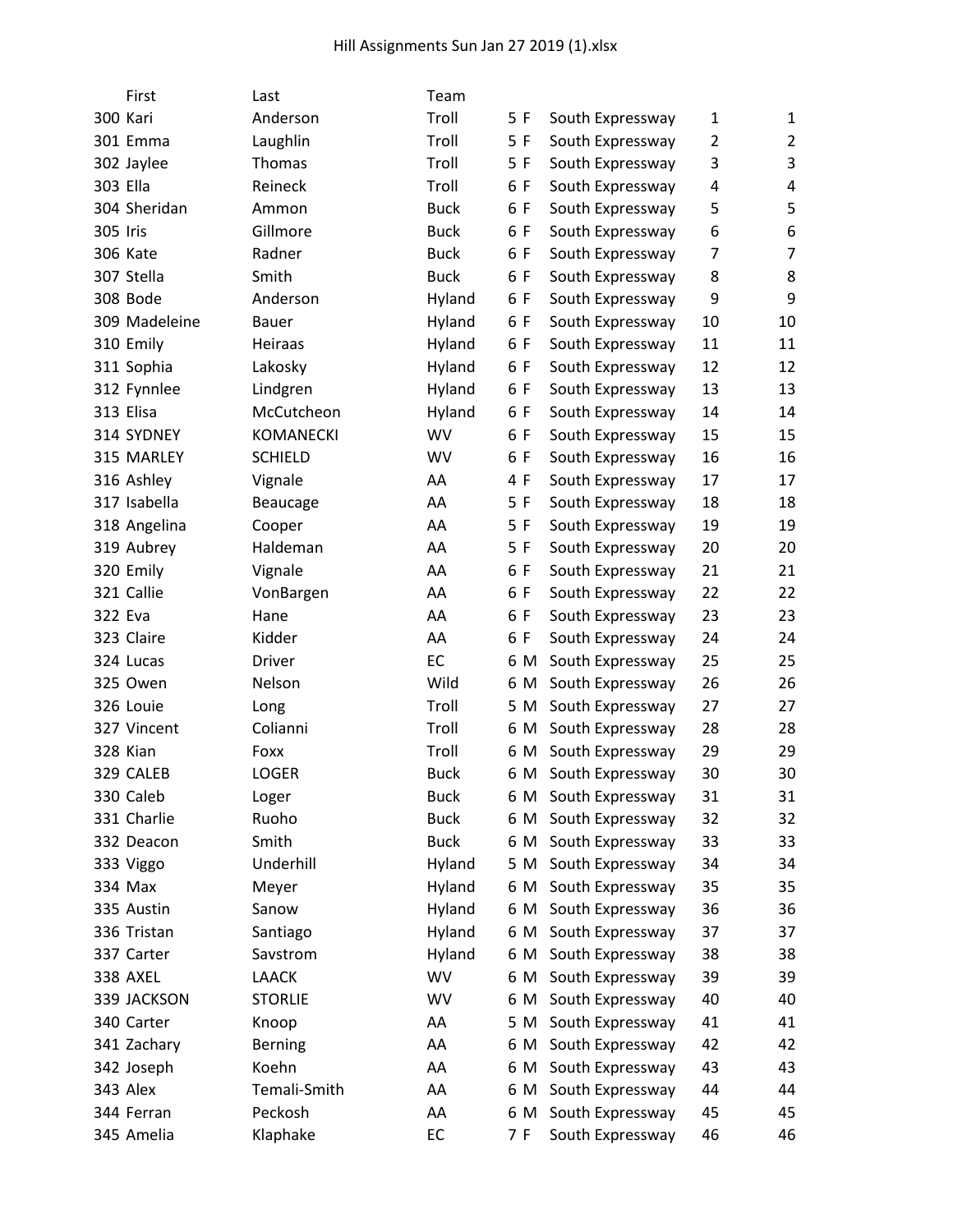| | First | Last | Team | | | | | |
|---|---|---|---|---|---|---|---|---|
| 300 | Kari | Anderson | Troll | 5 | F | South Expressway | 1 | 1 |
| 301 | Emma | Laughlin | Troll | 5 | F | South Expressway | 2 | 2 |
| 302 | Jaylee | Thomas | Troll | 5 | F | South Expressway | 3 | 3 |
| 303 | Ella | Reineck | Troll | 6 | F | South Expressway | 4 | 4 |
| 304 | Sheridan | Ammon | Buck | 6 | F | South Expressway | 5 | 5 |
| 305 | Iris | Gillmore | Buck | 6 | F | South Expressway | 6 | 6 |
| 306 | Kate | Radner | Buck | 6 | F | South Expressway | 7 | 7 |
| 307 | Stella | Smith | Buck | 6 | F | South Expressway | 8 | 8 |
| 308 | Bode | Anderson | Hyland | 6 | F | South Expressway | 9 | 9 |
| 309 | Madeleine | Bauer | Hyland | 6 | F | South Expressway | 10 | 10 |
| 310 | Emily | Heiraas | Hyland | 6 | F | South Expressway | 11 | 11 |
| 311 | Sophia | Lakosky | Hyland | 6 | F | South Expressway | 12 | 12 |
| 312 | Fynnlee | Lindgren | Hyland | 6 | F | South Expressway | 13 | 13 |
| 313 | Elisa | McCutcheon | Hyland | 6 | F | South Expressway | 14 | 14 |
| 314 | SYDNEY | KOMANECKI | WV | 6 | F | South Expressway | 15 | 15 |
| 315 | MARLEY | SCHIELD | WV | 6 | F | South Expressway | 16 | 16 |
| 316 | Ashley | Vignale | AA | 4 | F | South Expressway | 17 | 17 |
| 317 | Isabella | Beaucage | AA | 5 | F | South Expressway | 18 | 18 |
| 318 | Angelina | Cooper | AA | 5 | F | South Expressway | 19 | 19 |
| 319 | Aubrey | Haldeman | AA | 5 | F | South Expressway | 20 | 20 |
| 320 | Emily | Vignale | AA | 6 | F | South Expressway | 21 | 21 |
| 321 | Callie | VonBargen | AA | 6 | F | South Expressway | 22 | 22 |
| 322 | Eva | Hane | AA | 6 | F | South Expressway | 23 | 23 |
| 323 | Claire | Kidder | AA | 6 | F | South Expressway | 24 | 24 |
| 324 | Lucas | Driver | EC | 6 | M | South Expressway | 25 | 25 |
| 325 | Owen | Nelson | Wild | 6 | M | South Expressway | 26 | 26 |
| 326 | Louie | Long | Troll | 5 | M | South Expressway | 27 | 27 |
| 327 | Vincent | Colianni | Troll | 6 | M | South Expressway | 28 | 28 |
| 328 | Kian | Foxx | Troll | 6 | M | South Expressway | 29 | 29 |
| 329 | CALEB | LOGER | Buck | 6 | M | South Expressway | 30 | 30 |
| 330 | Caleb | Loger | Buck | 6 | M | South Expressway | 31 | 31 |
| 331 | Charlie | Ruoho | Buck | 6 | M | South Expressway | 32 | 32 |
| 332 | Deacon | Smith | Buck | 6 | M | South Expressway | 33 | 33 |
| 333 | Viggo | Underhill | Hyland | 5 | M | South Expressway | 34 | 34 |
| 334 | Max | Meyer | Hyland | 6 | M | South Expressway | 35 | 35 |
| 335 | Austin | Sanow | Hyland | 6 | M | South Expressway | 36 | 36 |
| 336 | Tristan | Santiago | Hyland | 6 | M | South Expressway | 37 | 37 |
| 337 | Carter | Savstrom | Hyland | 6 | M | South Expressway | 38 | 38 |
| 338 | AXEL | LAACK | WV | 6 | M | South Expressway | 39 | 39 |
| 339 | JACKSON | STORLIE | WV | 6 | M | South Expressway | 40 | 40 |
| 340 | Carter | Knoop | AA | 5 | M | South Expressway | 41 | 41 |
| 341 | Zachary | Berning | AA | 6 | M | South Expressway | 42 | 42 |
| 342 | Joseph | Koehn | AA | 6 | M | South Expressway | 43 | 43 |
| 343 | Alex | Temali-Smith | AA | 6 | M | South Expressway | 44 | 44 |
| 344 | Ferran | Peckosh | AA | 6 | M | South Expressway | 45 | 45 |
| 345 | Amelia | Klaphake | EC | 7 | F | South Expressway | 46 | 46 |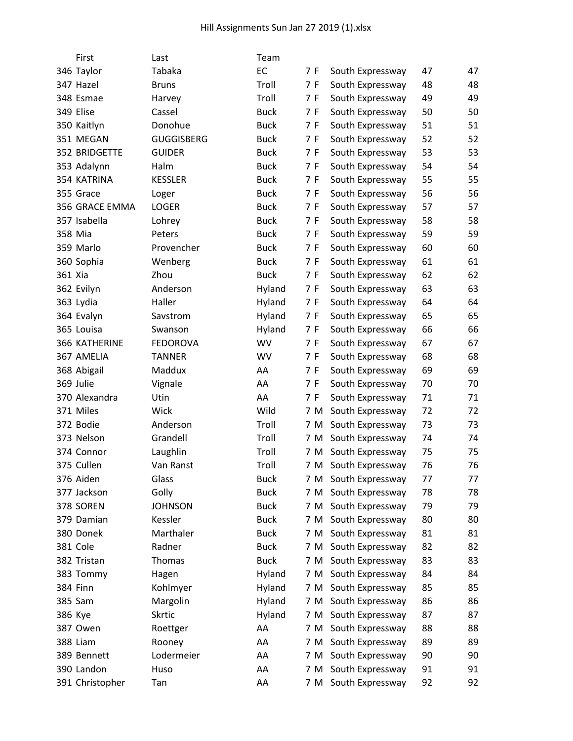|  | First | Last | Team |  |  |  |  |  |
|---|---|---|---|---|---|---|---|---|
| 346 | Taylor | Tabaka | EC | 7 | F | South Expressway | 47 | 47 |
| 347 | Hazel | Bruns | Troll | 7 | F | South Expressway | 48 | 48 |
| 348 | Esmae | Harvey | Troll | 7 | F | South Expressway | 49 | 49 |
| 349 | Elise | Cassel | Buck | 7 | F | South Expressway | 50 | 50 |
| 350 | Kaitlyn | Donohue | Buck | 7 | F | South Expressway | 51 | 51 |
| 351 | MEGAN | GUGGISBERG | Buck | 7 | F | South Expressway | 52 | 52 |
| 352 | BRIDGETTE | GUIDER | Buck | 7 | F | South Expressway | 53 | 53 |
| 353 | Adalynn | Halm | Buck | 7 | F | South Expressway | 54 | 54 |
| 354 | KATRINA | KESSLER | Buck | 7 | F | South Expressway | 55 | 55 |
| 355 | Grace | Loger | Buck | 7 | F | South Expressway | 56 | 56 |
| 356 | GRACE EMMA | LOGER | Buck | 7 | F | South Expressway | 57 | 57 |
| 357 | Isabella | Lohrey | Buck | 7 | F | South Expressway | 58 | 58 |
| 358 | Mia | Peters | Buck | 7 | F | South Expressway | 59 | 59 |
| 359 | Marlo | Provencher | Buck | 7 | F | South Expressway | 60 | 60 |
| 360 | Sophia | Wenberg | Buck | 7 | F | South Expressway | 61 | 61 |
| 361 | Xia | Zhou | Buck | 7 | F | South Expressway | 62 | 62 |
| 362 | Evilyn | Anderson | Hyland | 7 | F | South Expressway | 63 | 63 |
| 363 | Lydia | Haller | Hyland | 7 | F | South Expressway | 64 | 64 |
| 364 | Evalyn | Savstrom | Hyland | 7 | F | South Expressway | 65 | 65 |
| 365 | Louisa | Swanson | Hyland | 7 | F | South Expressway | 66 | 66 |
| 366 | KATHERINE | FEDOROVA | WV | 7 | F | South Expressway | 67 | 67 |
| 367 | AMELIA | TANNER | WV | 7 | F | South Expressway | 68 | 68 |
| 368 | Abigail | Maddux | AA | 7 | F | South Expressway | 69 | 69 |
| 369 | Julie | Vignale | AA | 7 | F | South Expressway | 70 | 70 |
| 370 | Alexandra | Utin | AA | 7 | F | South Expressway | 71 | 71 |
| 371 | Miles | Wick | Wild | 7 | M | South Expressway | 72 | 72 |
| 372 | Bodie | Anderson | Troll | 7 | M | South Expressway | 73 | 73 |
| 373 | Nelson | Grandell | Troll | 7 | M | South Expressway | 74 | 74 |
| 374 | Connor | Laughlin | Troll | 7 | M | South Expressway | 75 | 75 |
| 375 | Cullen | Van Ranst | Troll | 7 | M | South Expressway | 76 | 76 |
| 376 | Aiden | Glass | Buck | 7 | M | South Expressway | 77 | 77 |
| 377 | Jackson | Golly | Buck | 7 | M | South Expressway | 78 | 78 |
| 378 | SOREN | JOHNSON | Buck | 7 | M | South Expressway | 79 | 79 |
| 379 | Damian | Kessler | Buck | 7 | M | South Expressway | 80 | 80 |
| 380 | Donek | Marthaler | Buck | 7 | M | South Expressway | 81 | 81 |
| 381 | Cole | Radner | Buck | 7 | M | South Expressway | 82 | 82 |
| 382 | Tristan | Thomas | Buck | 7 | M | South Expressway | 83 | 83 |
| 383 | Tommy | Hagen | Hyland | 7 | M | South Expressway | 84 | 84 |
| 384 | Finn | Kohlmyer | Hyland | 7 | M | South Expressway | 85 | 85 |
| 385 | Sam | Margolin | Hyland | 7 | M | South Expressway | 86 | 86 |
| 386 | Kye | Skrtic | Hyland | 7 | M | South Expressway | 87 | 87 |
| 387 | Owen | Roettger | AA | 7 | M | South Expressway | 88 | 88 |
| 388 | Liam | Rooney | AA | 7 | M | South Expressway | 89 | 89 |
| 389 | Bennett | Lodermeier | AA | 7 | M | South Expressway | 90 | 90 |
| 390 | Landon | Huso | AA | 7 | M | South Expressway | 91 | 91 |
| 391 | Christopher | Tan | AA | 7 | M | South Expressway | 92 | 92 |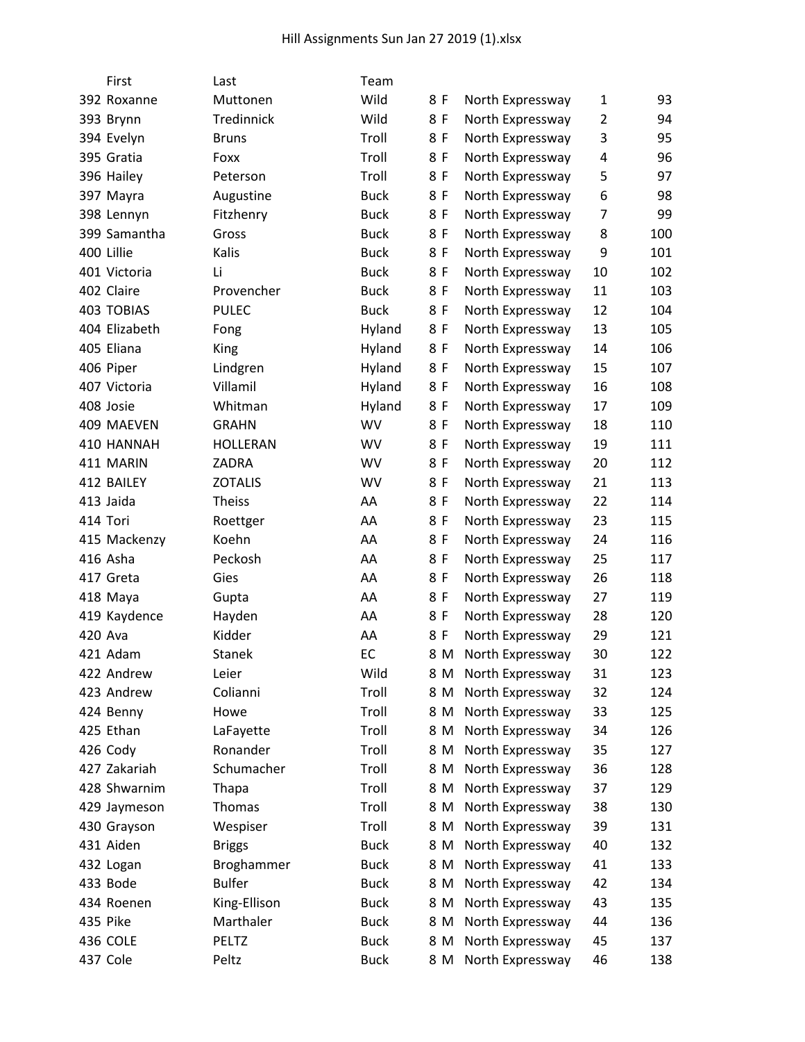Hill Assignments Sun Jan 27 2019 (1).xlsx

| | First | Last | Team | | | | | |
|---|---|---|---|---|---|---|---|---|
| 392 | Roxanne | Muttonen | Wild | 8 | F | North Expressway | 1 | 93 |
| 393 | Brynn | Tredinnick | Wild | 8 | F | North Expressway | 2 | 94 |
| 394 | Evelyn | Bruns | Troll | 8 | F | North Expressway | 3 | 95 |
| 395 | Gratia | Foxx | Troll | 8 | F | North Expressway | 4 | 96 |
| 396 | Hailey | Peterson | Troll | 8 | F | North Expressway | 5 | 97 |
| 397 | Mayra | Augustine | Buck | 8 | F | North Expressway | 6 | 98 |
| 398 | Lennyn | Fitzhenry | Buck | 8 | F | North Expressway | 7 | 99 |
| 399 | Samantha | Gross | Buck | 8 | F | North Expressway | 8 | 100 |
| 400 | Lillie | Kalis | Buck | 8 | F | North Expressway | 9 | 101 |
| 401 | Victoria | Li | Buck | 8 | F | North Expressway | 10 | 102 |
| 402 | Claire | Provencher | Buck | 8 | F | North Expressway | 11 | 103 |
| 403 | TOBIAS | PULEC | Buck | 8 | F | North Expressway | 12 | 104 |
| 404 | Elizabeth | Fong | Hyland | 8 | F | North Expressway | 13 | 105 |
| 405 | Eliana | King | Hyland | 8 | F | North Expressway | 14 | 106 |
| 406 | Piper | Lindgren | Hyland | 8 | F | North Expressway | 15 | 107 |
| 407 | Victoria | Villamil | Hyland | 8 | F | North Expressway | 16 | 108 |
| 408 | Josie | Whitman | Hyland | 8 | F | North Expressway | 17 | 109 |
| 409 | MAEVEN | GRAHN | WV | 8 | F | North Expressway | 18 | 110 |
| 410 | HANNAH | HOLLERAN | WV | 8 | F | North Expressway | 19 | 111 |
| 411 | MARIN | ZADRA | WV | 8 | F | North Expressway | 20 | 112 |
| 412 | BAILEY | ZOTALIS | WV | 8 | F | North Expressway | 21 | 113 |
| 413 | Jaida | Theiss | AA | 8 | F | North Expressway | 22 | 114 |
| 414 | Tori | Roettger | AA | 8 | F | North Expressway | 23 | 115 |
| 415 | Mackenzy | Koehn | AA | 8 | F | North Expressway | 24 | 116 |
| 416 | Asha | Peckosh | AA | 8 | F | North Expressway | 25 | 117 |
| 417 | Greta | Gies | AA | 8 | F | North Expressway | 26 | 118 |
| 418 | Maya | Gupta | AA | 8 | F | North Expressway | 27 | 119 |
| 419 | Kaydence | Hayden | AA | 8 | F | North Expressway | 28 | 120 |
| 420 | Ava | Kidder | AA | 8 | F | North Expressway | 29 | 121 |
| 421 | Adam | Stanek | EC | 8 | M | North Expressway | 30 | 122 |
| 422 | Andrew | Leier | Wild | 8 | M | North Expressway | 31 | 123 |
| 423 | Andrew | Colianni | Troll | 8 | M | North Expressway | 32 | 124 |
| 424 | Benny | Howe | Troll | 8 | M | North Expressway | 33 | 125 |
| 425 | Ethan | LaFayette | Troll | 8 | M | North Expressway | 34 | 126 |
| 426 | Cody | Ronander | Troll | 8 | M | North Expressway | 35 | 127 |
| 427 | Zakariah | Schumacher | Troll | 8 | M | North Expressway | 36 | 128 |
| 428 | Shwarnim | Thapa | Troll | 8 | M | North Expressway | 37 | 129 |
| 429 | Jaymeson | Thomas | Troll | 8 | M | North Expressway | 38 | 130 |
| 430 | Grayson | Wespiser | Troll | 8 | M | North Expressway | 39 | 131 |
| 431 | Aiden | Briggs | Buck | 8 | M | North Expressway | 40 | 132 |
| 432 | Logan | Broghammer | Buck | 8 | M | North Expressway | 41 | 133 |
| 433 | Bode | Bulfer | Buck | 8 | M | North Expressway | 42 | 134 |
| 434 | Roenen | King-Ellison | Buck | 8 | M | North Expressway | 43 | 135 |
| 435 | Pike | Marthaler | Buck | 8 | M | North Expressway | 44 | 136 |
| 436 | COLE | PELTZ | Buck | 8 | M | North Expressway | 45 | 137 |
| 437 | Cole | Peltz | Buck | 8 | M | North Expressway | 46 | 138 |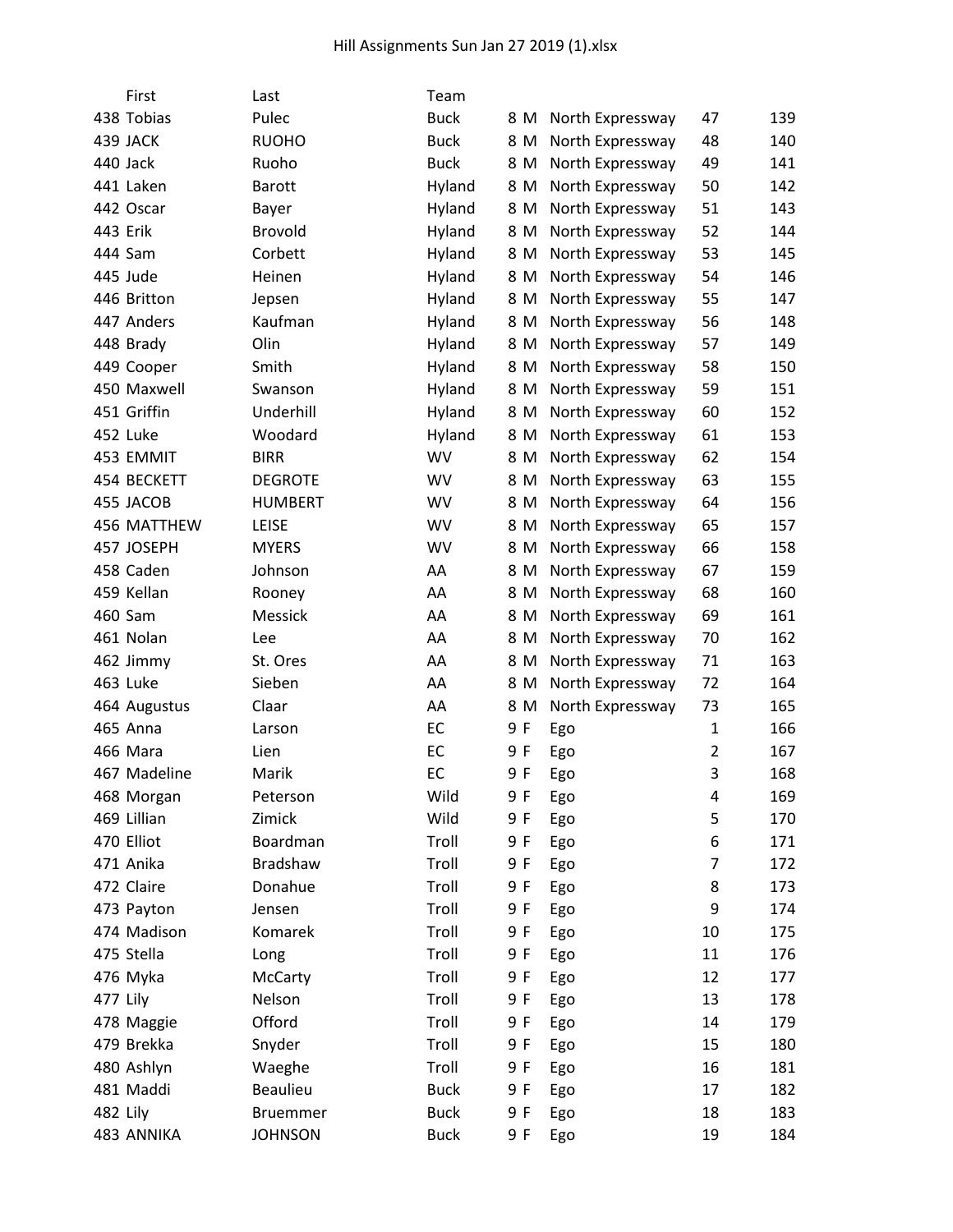|  | First | Last | Team |  |  |  |  |  |
|---|---|---|---|---|---|---|---|---|
| 438 | Tobias | Pulec | Buck | 8 | M | North Expressway | 47 | 139 |
| 439 | JACK | RUOHO | Buck | 8 | M | North Expressway | 48 | 140 |
| 440 | Jack | Ruoho | Buck | 8 | M | North Expressway | 49 | 141 |
| 441 | Laken | Barott | Hyland | 8 | M | North Expressway | 50 | 142 |
| 442 | Oscar | Bayer | Hyland | 8 | M | North Expressway | 51 | 143 |
| 443 | Erik | Brovold | Hyland | 8 | M | North Expressway | 52 | 144 |
| 444 | Sam | Corbett | Hyland | 8 | M | North Expressway | 53 | 145 |
| 445 | Jude | Heinen | Hyland | 8 | M | North Expressway | 54 | 146 |
| 446 | Britton | Jepsen | Hyland | 8 | M | North Expressway | 55 | 147 |
| 447 | Anders | Kaufman | Hyland | 8 | M | North Expressway | 56 | 148 |
| 448 | Brady | Olin | Hyland | 8 | M | North Expressway | 57 | 149 |
| 449 | Cooper | Smith | Hyland | 8 | M | North Expressway | 58 | 150 |
| 450 | Maxwell | Swanson | Hyland | 8 | M | North Expressway | 59 | 151 |
| 451 | Griffin | Underhill | Hyland | 8 | M | North Expressway | 60 | 152 |
| 452 | Luke | Woodard | Hyland | 8 | M | North Expressway | 61 | 153 |
| 453 | EMMIT | BIRR | WV | 8 | M | North Expressway | 62 | 154 |
| 454 | BECKETT | DEGROTE | WV | 8 | M | North Expressway | 63 | 155 |
| 455 | JACOB | HUMBERT | WV | 8 | M | North Expressway | 64 | 156 |
| 456 | MATTHEW | LEISE | WV | 8 | M | North Expressway | 65 | 157 |
| 457 | JOSEPH | MYERS | WV | 8 | M | North Expressway | 66 | 158 |
| 458 | Caden | Johnson | AA | 8 | M | North Expressway | 67 | 159 |
| 459 | Kellan | Rooney | AA | 8 | M | North Expressway | 68 | 160 |
| 460 | Sam | Messick | AA | 8 | M | North Expressway | 69 | 161 |
| 461 | Nolan | Lee | AA | 8 | M | North Expressway | 70 | 162 |
| 462 | Jimmy | St. Ores | AA | 8 | M | North Expressway | 71 | 163 |
| 463 | Luke | Sieben | AA | 8 | M | North Expressway | 72 | 164 |
| 464 | Augustus | Claar | AA | 8 | M | North Expressway | 73 | 165 |
| 465 | Anna | Larson | EC | 9 | F | Ego | 1 | 166 |
| 466 | Mara | Lien | EC | 9 | F | Ego | 2 | 167 |
| 467 | Madeline | Marik | EC | 9 | F | Ego | 3 | 168 |
| 468 | Morgan | Peterson | Wild | 9 | F | Ego | 4 | 169 |
| 469 | Lillian | Zimick | Wild | 9 | F | Ego | 5 | 170 |
| 470 | Elliot | Boardman | Troll | 9 | F | Ego | 6 | 171 |
| 471 | Anika | Bradshaw | Troll | 9 | F | Ego | 7 | 172 |
| 472 | Claire | Donahue | Troll | 9 | F | Ego | 8 | 173 |
| 473 | Payton | Jensen | Troll | 9 | F | Ego | 9 | 174 |
| 474 | Madison | Komarek | Troll | 9 | F | Ego | 10 | 175 |
| 475 | Stella | Long | Troll | 9 | F | Ego | 11 | 176 |
| 476 | Myka | McCarty | Troll | 9 | F | Ego | 12 | 177 |
| 477 | Lily | Nelson | Troll | 9 | F | Ego | 13 | 178 |
| 478 | Maggie | Offord | Troll | 9 | F | Ego | 14 | 179 |
| 479 | Brekka | Snyder | Troll | 9 | F | Ego | 15 | 180 |
| 480 | Ashlyn | Waeghe | Troll | 9 | F | Ego | 16 | 181 |
| 481 | Maddi | Beaulieu | Buck | 9 | F | Ego | 17 | 182 |
| 482 | Lily | Bruemmer | Buck | 9 | F | Ego | 18 | 183 |
| 483 | ANNIKA | JOHNSON | Buck | 9 | F | Ego | 19 | 184 |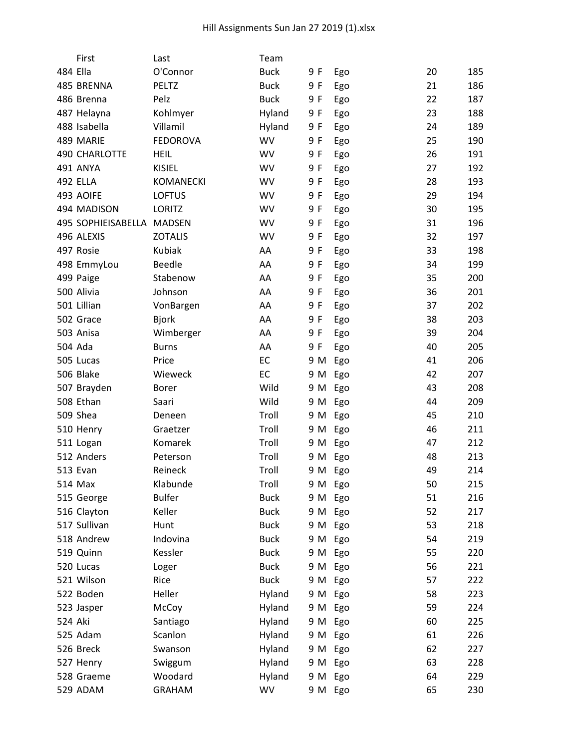Hill Assignments Sun Jan 27 2019 (1).xlsx

| | First | Last | Team | | | | | |
|---|---|---|---|---|---|---|---|---|
| 484 | Ella | O'Connor | Buck | 9 | F | Ego | 20 | 185 |
| 485 | BRENNA | PELTZ | Buck | 9 | F | Ego | 21 | 186 |
| 486 | Brenna | Pelz | Buck | 9 | F | Ego | 22 | 187 |
| 487 | Helayna | Kohlmyer | Hyland | 9 | F | Ego | 23 | 188 |
| 488 | Isabella | Villamil | Hyland | 9 | F | Ego | 24 | 189 |
| 489 | MARIE | FEDOROVA | WV | 9 | F | Ego | 25 | 190 |
| 490 | CHARLOTTE | HEIL | WV | 9 | F | Ego | 26 | 191 |
| 491 | ANYA | KISIEL | WV | 9 | F | Ego | 27 | 192 |
| 492 | ELLA | KOMANECKI | WV | 9 | F | Ego | 28 | 193 |
| 493 | AOIFE | LOFTUS | WV | 9 | F | Ego | 29 | 194 |
| 494 | MADISON | LORITZ | WV | 9 | F | Ego | 30 | 195 |
| 495 | SOPHIEISABELLA | MADSEN | WV | 9 | F | Ego | 31 | 196 |
| 496 | ALEXIS | ZOTALIS | WV | 9 | F | Ego | 32 | 197 |
| 497 | Rosie | Kubiak | AA | 9 | F | Ego | 33 | 198 |
| 498 | EmmyLou | Beedle | AA | 9 | F | Ego | 34 | 199 |
| 499 | Paige | Stabenow | AA | 9 | F | Ego | 35 | 200 |
| 500 | Alivia | Johnson | AA | 9 | F | Ego | 36 | 201 |
| 501 | Lillian | VonBargen | AA | 9 | F | Ego | 37 | 202 |
| 502 | Grace | Bjork | AA | 9 | F | Ego | 38 | 203 |
| 503 | Anisa | Wimberger | AA | 9 | F | Ego | 39 | 204 |
| 504 | Ada | Burns | AA | 9 | F | Ego | 40 | 205 |
| 505 | Lucas | Price | EC | 9 | M | Ego | 41 | 206 |
| 506 | Blake | Wieweck | EC | 9 | M | Ego | 42 | 207 |
| 507 | Brayden | Borer | Wild | 9 | M | Ego | 43 | 208 |
| 508 | Ethan | Saari | Wild | 9 | M | Ego | 44 | 209 |
| 509 | Shea | Deneen | Troll | 9 | M | Ego | 45 | 210 |
| 510 | Henry | Graetzer | Troll | 9 | M | Ego | 46 | 211 |
| 511 | Logan | Komarek | Troll | 9 | M | Ego | 47 | 212 |
| 512 | Anders | Peterson | Troll | 9 | M | Ego | 48 | 213 |
| 513 | Evan | Reineck | Troll | 9 | M | Ego | 49 | 214 |
| 514 | Max | Klabunde | Troll | 9 | M | Ego | 50 | 215 |
| 515 | George | Bulfer | Buck | 9 | M | Ego | 51 | 216 |
| 516 | Clayton | Keller | Buck | 9 | M | Ego | 52 | 217 |
| 517 | Sullivan | Hunt | Buck | 9 | M | Ego | 53 | 218 |
| 518 | Andrew | Indovina | Buck | 9 | M | Ego | 54 | 219 |
| 519 | Quinn | Kessler | Buck | 9 | M | Ego | 55 | 220 |
| 520 | Lucas | Loger | Buck | 9 | M | Ego | 56 | 221 |
| 521 | Wilson | Rice | Buck | 9 | M | Ego | 57 | 222 |
| 522 | Boden | Heller | Hyland | 9 | M | Ego | 58 | 223 |
| 523 | Jasper | McCoy | Hyland | 9 | M | Ego | 59 | 224 |
| 524 | Aki | Santiago | Hyland | 9 | M | Ego | 60 | 225 |
| 525 | Adam | Scanlon | Hyland | 9 | M | Ego | 61 | 226 |
| 526 | Breck | Swanson | Hyland | 9 | M | Ego | 62 | 227 |
| 527 | Henry | Swiggum | Hyland | 9 | M | Ego | 63 | 228 |
| 528 | Graeme | Woodard | Hyland | 9 | M | Ego | 64 | 229 |
| 529 | ADAM | GRAHAM | WV | 9 | M | Ego | 65 | 230 |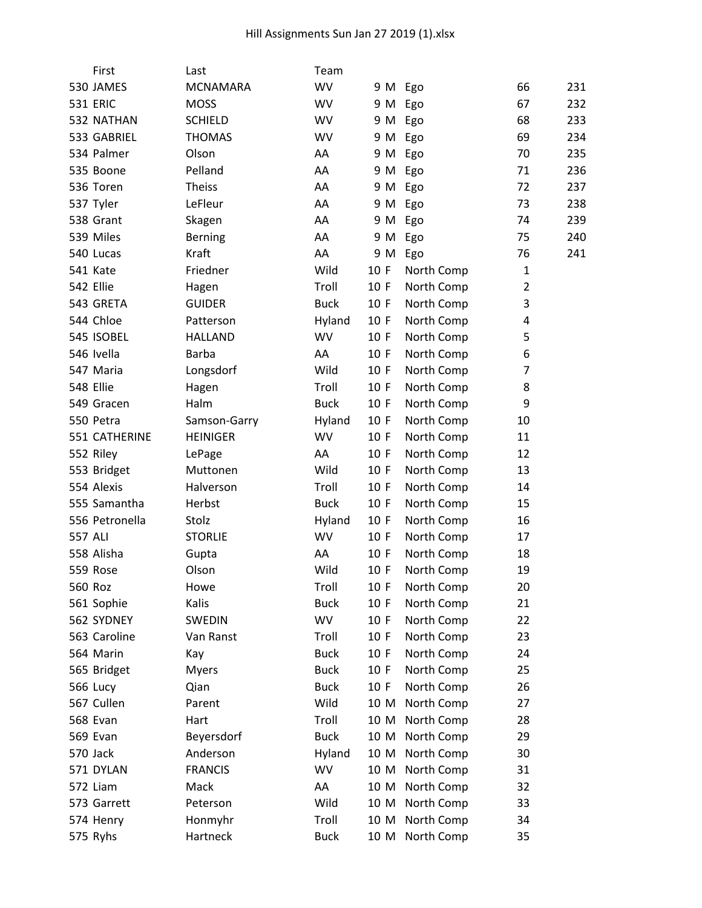| | First | Last | Team | | | | | |
|---|---|---|---|---|---|---|---|---|
| 530 | JAMES | MCNAMARA | WV | 9 | M | Ego | 66 | 231 |
| 531 | ERIC | MOSS | WV | 9 | M | Ego | 67 | 232 |
| 532 | NATHAN | SCHIELD | WV | 9 | M | Ego | 68 | 233 |
| 533 | GABRIEL | THOMAS | WV | 9 | M | Ego | 69 | 234 |
| 534 | Palmer | Olson | AA | 9 | M | Ego | 70 | 235 |
| 535 | Boone | Pelland | AA | 9 | M | Ego | 71 | 236 |
| 536 | Toren | Theiss | AA | 9 | M | Ego | 72 | 237 |
| 537 | Tyler | LeFleur | AA | 9 | M | Ego | 73 | 238 |
| 538 | Grant | Skagen | AA | 9 | M | Ego | 74 | 239 |
| 539 | Miles | Berning | AA | 9 | M | Ego | 75 | 240 |
| 540 | Lucas | Kraft | AA | 9 | M | Ego | 76 | 241 |
| 541 | Kate | Friedner | Wild | 10 | F | North Comp | 1 | |
| 542 | Ellie | Hagen | Troll | 10 | F | North Comp | 2 | |
| 543 | GRETA | GUIDER | Buck | 10 | F | North Comp | 3 | |
| 544 | Chloe | Patterson | Hyland | 10 | F | North Comp | 4 | |
| 545 | ISOBEL | HALLAND | WV | 10 | F | North Comp | 5 | |
| 546 | Ivella | Barba | AA | 10 | F | North Comp | 6 | |
| 547 | Maria | Longsdorf | Wild | 10 | F | North Comp | 7 | |
| 548 | Ellie | Hagen | Troll | 10 | F | North Comp | 8 | |
| 549 | Gracen | Halm | Buck | 10 | F | North Comp | 9 | |
| 550 | Petra | Samson-Garry | Hyland | 10 | F | North Comp | 10 | |
| 551 | CATHERINE | HEINIGER | WV | 10 | F | North Comp | 11 | |
| 552 | Riley | LePage | AA | 10 | F | North Comp | 12 | |
| 553 | Bridget | Muttonen | Wild | 10 | F | North Comp | 13 | |
| 554 | Alexis | Halverson | Troll | 10 | F | North Comp | 14 | |
| 555 | Samantha | Herbst | Buck | 10 | F | North Comp | 15 | |
| 556 | Petronella | Stolz | Hyland | 10 | F | North Comp | 16 | |
| 557 | ALI | STORLIE | WV | 10 | F | North Comp | 17 | |
| 558 | Alisha | Gupta | AA | 10 | F | North Comp | 18 | |
| 559 | Rose | Olson | Wild | 10 | F | North Comp | 19 | |
| 560 | Roz | Howe | Troll | 10 | F | North Comp | 20 | |
| 561 | Sophie | Kalis | Buck | 10 | F | North Comp | 21 | |
| 562 | SYDNEY | SWEDIN | WV | 10 | F | North Comp | 22 | |
| 563 | Caroline | Van Ranst | Troll | 10 | F | North Comp | 23 | |
| 564 | Marin | Kay | Buck | 10 | F | North Comp | 24 | |
| 565 | Bridget | Myers | Buck | 10 | F | North Comp | 25 | |
| 566 | Lucy | Qian | Buck | 10 | F | North Comp | 26 | |
| 567 | Cullen | Parent | Wild | 10 | M | North Comp | 27 | |
| 568 | Evan | Hart | Troll | 10 | M | North Comp | 28 | |
| 569 | Evan | Beyersdorf | Buck | 10 | M | North Comp | 29 | |
| 570 | Jack | Anderson | Hyland | 10 | M | North Comp | 30 | |
| 571 | DYLAN | FRANCIS | WV | 10 | M | North Comp | 31 | |
| 572 | Liam | Mack | AA | 10 | M | North Comp | 32 | |
| 573 | Garrett | Peterson | Wild | 10 | M | North Comp | 33 | |
| 574 | Henry | Honmyhr | Troll | 10 | M | North Comp | 34 | |
| 575 | Ryhs | Hartneck | Buck | 10 | M | North Comp | 35 | |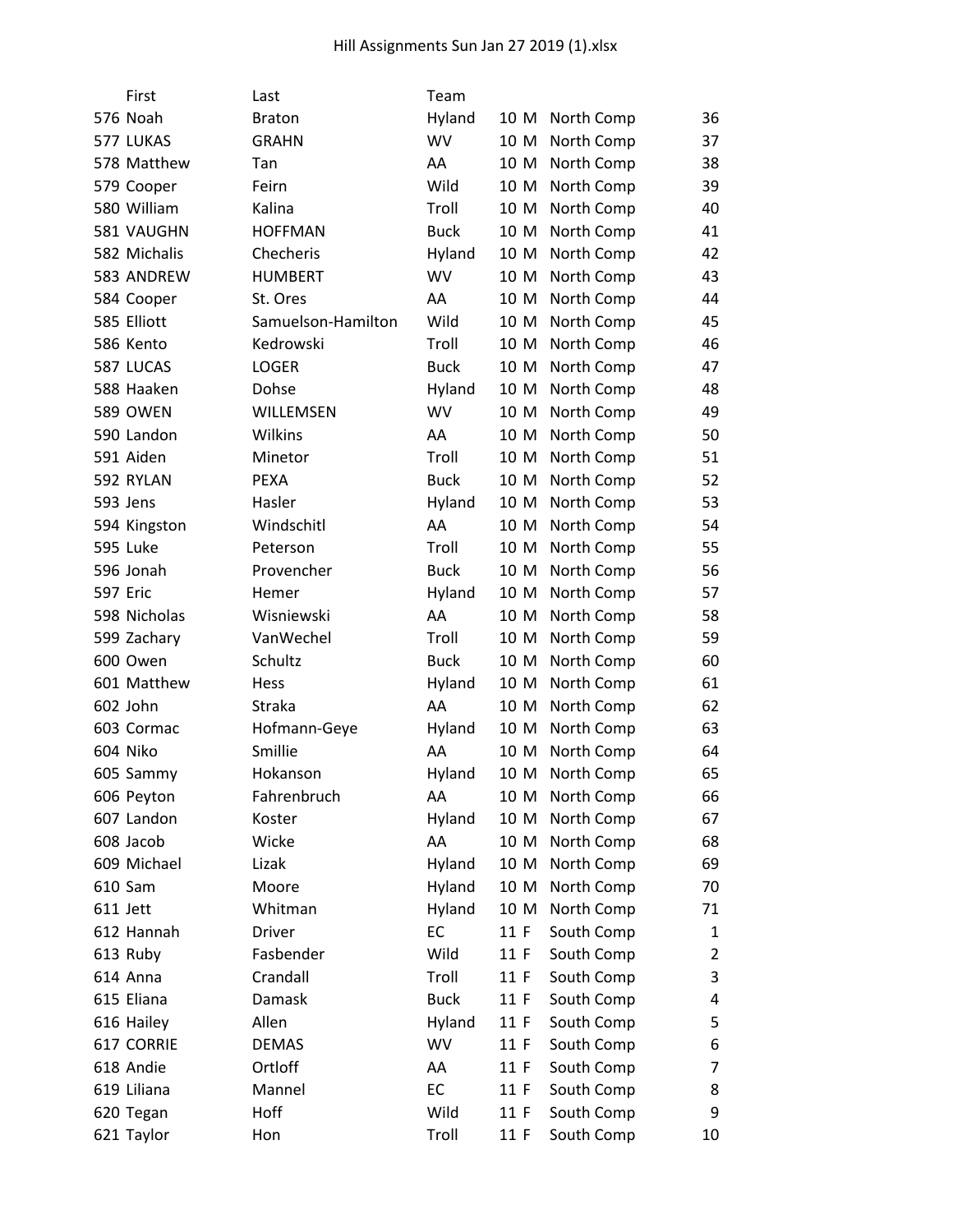| | First | Last | Team | | | |
|---|---|---|---|---|---|---|
| 576 | Noah | Braton | Hyland | 10 M | North Comp | 36 |
| 577 | LUKAS | GRAHN | WV | 10 M | North Comp | 37 |
| 578 | Matthew | Tan | AA | 10 M | North Comp | 38 |
| 579 | Cooper | Feirn | Wild | 10 M | North Comp | 39 |
| 580 | William | Kalina | Troll | 10 M | North Comp | 40 |
| 581 | VAUGHN | HOFFMAN | Buck | 10 M | North Comp | 41 |
| 582 | Michalis | Checheris | Hyland | 10 M | North Comp | 42 |
| 583 | ANDREW | HUMBERT | WV | 10 M | North Comp | 43 |
| 584 | Cooper | St. Ores | AA | 10 M | North Comp | 44 |
| 585 | Elliott | Samuelson-Hamilton | Wild | 10 M | North Comp | 45 |
| 586 | Kento | Kedrowski | Troll | 10 M | North Comp | 46 |
| 587 | LUCAS | LOGER | Buck | 10 M | North Comp | 47 |
| 588 | Haaken | Dohse | Hyland | 10 M | North Comp | 48 |
| 589 | OWEN | WILLEMSEN | WV | 10 M | North Comp | 49 |
| 590 | Landon | Wilkins | AA | 10 M | North Comp | 50 |
| 591 | Aiden | Minetor | Troll | 10 M | North Comp | 51 |
| 592 | RYLAN | PEXA | Buck | 10 M | North Comp | 52 |
| 593 | Jens | Hasler | Hyland | 10 M | North Comp | 53 |
| 594 | Kingston | Windschitl | AA | 10 M | North Comp | 54 |
| 595 | Luke | Peterson | Troll | 10 M | North Comp | 55 |
| 596 | Jonah | Provencher | Buck | 10 M | North Comp | 56 |
| 597 | Eric | Hemer | Hyland | 10 M | North Comp | 57 |
| 598 | Nicholas | Wisniewski | AA | 10 M | North Comp | 58 |
| 599 | Zachary | VanWechel | Troll | 10 M | North Comp | 59 |
| 600 | Owen | Schultz | Buck | 10 M | North Comp | 60 |
| 601 | Matthew | Hess | Hyland | 10 M | North Comp | 61 |
| 602 | John | Straka | AA | 10 M | North Comp | 62 |
| 603 | Cormac | Hofmann-Geye | Hyland | 10 M | North Comp | 63 |
| 604 | Niko | Smillie | AA | 10 M | North Comp | 64 |
| 605 | Sammy | Hokanson | Hyland | 10 M | North Comp | 65 |
| 606 | Peyton | Fahrenbruch | AA | 10 M | North Comp | 66 |
| 607 | Landon | Koster | Hyland | 10 M | North Comp | 67 |
| 608 | Jacob | Wicke | AA | 10 M | North Comp | 68 |
| 609 | Michael | Lizak | Hyland | 10 M | North Comp | 69 |
| 610 | Sam | Moore | Hyland | 10 M | North Comp | 70 |
| 611 | Jett | Whitman | Hyland | 10 M | North Comp | 71 |
| 612 | Hannah | Driver | EC | 11 F | South Comp | 1 |
| 613 | Ruby | Fasbender | Wild | 11 F | South Comp | 2 |
| 614 | Anna | Crandall | Troll | 11 F | South Comp | 3 |
| 615 | Eliana | Damask | Buck | 11 F | South Comp | 4 |
| 616 | Hailey | Allen | Hyland | 11 F | South Comp | 5 |
| 617 | CORRIE | DEMAS | WV | 11 F | South Comp | 6 |
| 618 | Andie | Ortloff | AA | 11 F | South Comp | 7 |
| 619 | Liliana | Mannel | EC | 11 F | South Comp | 8 |
| 620 | Tegan | Hoff | Wild | 11 F | South Comp | 9 |
| 621 | Taylor | Hon | Troll | 11 F | South Comp | 10 |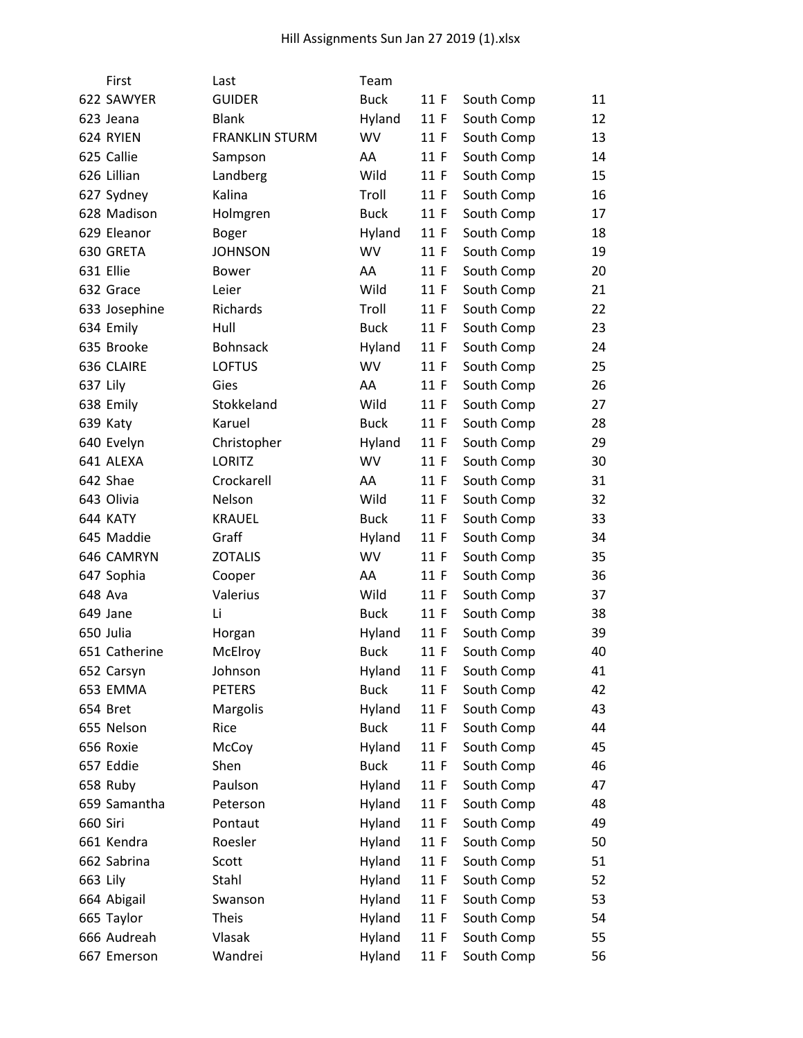Hill Assignments Sun Jan 27 2019 (1).xlsx

| | First | Last | Team | | | | |
|---|---|---|---|---|---|---|---|
| 622 | SAWYER | GUIDER | Buck | 11 | F | South Comp | 11 |
| 623 | Jeana | Blank | Hyland | 11 | F | South Comp | 12 |
| 624 | RYIEN | FRANKLIN STURM | WV | 11 | F | South Comp | 13 |
| 625 | Callie | Sampson | AA | 11 | F | South Comp | 14 |
| 626 | Lillian | Landberg | Wild | 11 | F | South Comp | 15 |
| 627 | Sydney | Kalina | Troll | 11 | F | South Comp | 16 |
| 628 | Madison | Holmgren | Buck | 11 | F | South Comp | 17 |
| 629 | Eleanor | Boger | Hyland | 11 | F | South Comp | 18 |
| 630 | GRETA | JOHNSON | WV | 11 | F | South Comp | 19 |
| 631 | Ellie | Bower | AA | 11 | F | South Comp | 20 |
| 632 | Grace | Leier | Wild | 11 | F | South Comp | 21 |
| 633 | Josephine | Richards | Troll | 11 | F | South Comp | 22 |
| 634 | Emily | Hull | Buck | 11 | F | South Comp | 23 |
| 635 | Brooke | Bohnsack | Hyland | 11 | F | South Comp | 24 |
| 636 | CLAIRE | LOFTUS | WV | 11 | F | South Comp | 25 |
| 637 | Lily | Gies | AA | 11 | F | South Comp | 26 |
| 638 | Emily | Stokkeland | Wild | 11 | F | South Comp | 27 |
| 639 | Katy | Karuel | Buck | 11 | F | South Comp | 28 |
| 640 | Evelyn | Christopher | Hyland | 11 | F | South Comp | 29 |
| 641 | ALEXA | LORITZ | WV | 11 | F | South Comp | 30 |
| 642 | Shae | Crockarell | AA | 11 | F | South Comp | 31 |
| 643 | Olivia | Nelson | Wild | 11 | F | South Comp | 32 |
| 644 | KATY | KRAUEL | Buck | 11 | F | South Comp | 33 |
| 645 | Maddie | Graff | Hyland | 11 | F | South Comp | 34 |
| 646 | CAMRYN | ZOTALIS | WV | 11 | F | South Comp | 35 |
| 647 | Sophia | Cooper | AA | 11 | F | South Comp | 36 |
| 648 | Ava | Valerius | Wild | 11 | F | South Comp | 37 |
| 649 | Jane | Li | Buck | 11 | F | South Comp | 38 |
| 650 | Julia | Horgan | Hyland | 11 | F | South Comp | 39 |
| 651 | Catherine | McElroy | Buck | 11 | F | South Comp | 40 |
| 652 | Carsyn | Johnson | Hyland | 11 | F | South Comp | 41 |
| 653 | EMMA | PETERS | Buck | 11 | F | South Comp | 42 |
| 654 | Bret | Margolis | Hyland | 11 | F | South Comp | 43 |
| 655 | Nelson | Rice | Buck | 11 | F | South Comp | 44 |
| 656 | Roxie | McCoy | Hyland | 11 | F | South Comp | 45 |
| 657 | Eddie | Shen | Buck | 11 | F | South Comp | 46 |
| 658 | Ruby | Paulson | Hyland | 11 | F | South Comp | 47 |
| 659 | Samantha | Peterson | Hyland | 11 | F | South Comp | 48 |
| 660 | Siri | Pontaut | Hyland | 11 | F | South Comp | 49 |
| 661 | Kendra | Roesler | Hyland | 11 | F | South Comp | 50 |
| 662 | Sabrina | Scott | Hyland | 11 | F | South Comp | 51 |
| 663 | Lily | Stahl | Hyland | 11 | F | South Comp | 52 |
| 664 | Abigail | Swanson | Hyland | 11 | F | South Comp | 53 |
| 665 | Taylor | Theis | Hyland | 11 | F | South Comp | 54 |
| 666 | Audreah | Vlasak | Hyland | 11 | F | South Comp | 55 |
| 667 | Emerson | Wandrei | Hyland | 11 | F | South Comp | 56 |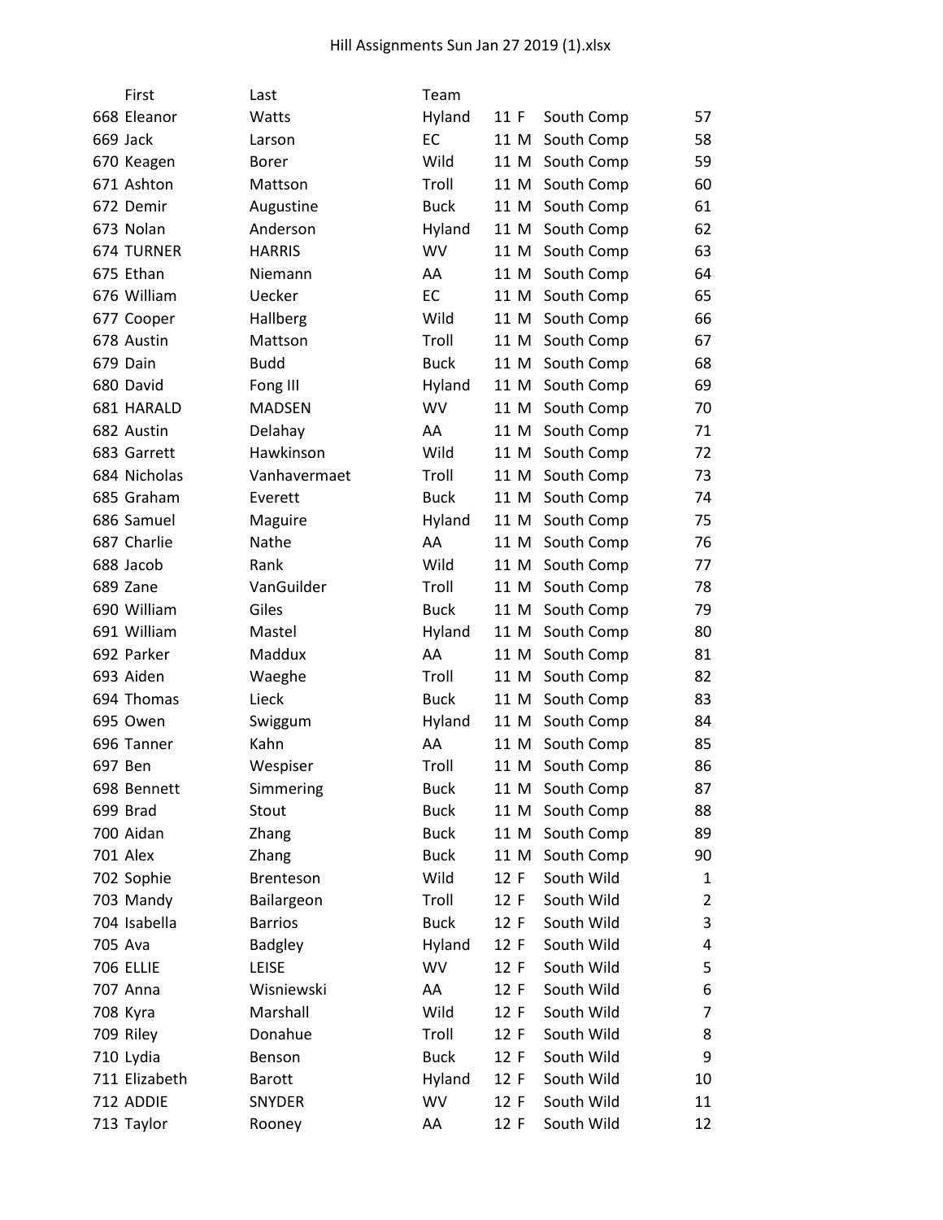|  | First | Last | Team |  |  |  |  |
|---|---|---|---|---|---|---|---|
| 668 | Eleanor | Watts | Hyland | 11 | F | South Comp | 57 |
| 669 | Jack | Larson | EC | 11 | M | South Comp | 58 |
| 670 | Keagen | Borer | Wild | 11 | M | South Comp | 59 |
| 671 | Ashton | Mattson | Troll | 11 | M | South Comp | 60 |
| 672 | Demir | Augustine | Buck | 11 | M | South Comp | 61 |
| 673 | Nolan | Anderson | Hyland | 11 | M | South Comp | 62 |
| 674 | TURNER | HARRIS | WV | 11 | M | South Comp | 63 |
| 675 | Ethan | Niemann | AA | 11 | M | South Comp | 64 |
| 676 | William | Uecker | EC | 11 | M | South Comp | 65 |
| 677 | Cooper | Hallberg | Wild | 11 | M | South Comp | 66 |
| 678 | Austin | Mattson | Troll | 11 | M | South Comp | 67 |
| 679 | Dain | Budd | Buck | 11 | M | South Comp | 68 |
| 680 | David | Fong III | Hyland | 11 | M | South Comp | 69 |
| 681 | HARALD | MADSEN | WV | 11 | M | South Comp | 70 |
| 682 | Austin | Delahay | AA | 11 | M | South Comp | 71 |
| 683 | Garrett | Hawkinson | Wild | 11 | M | South Comp | 72 |
| 684 | Nicholas | Vanhavermaet | Troll | 11 | M | South Comp | 73 |
| 685 | Graham | Everett | Buck | 11 | M | South Comp | 74 |
| 686 | Samuel | Maguire | Hyland | 11 | M | South Comp | 75 |
| 687 | Charlie | Nathe | AA | 11 | M | South Comp | 76 |
| 688 | Jacob | Rank | Wild | 11 | M | South Comp | 77 |
| 689 | Zane | VanGuilder | Troll | 11 | M | South Comp | 78 |
| 690 | William | Giles | Buck | 11 | M | South Comp | 79 |
| 691 | William | Mastel | Hyland | 11 | M | South Comp | 80 |
| 692 | Parker | Maddux | AA | 11 | M | South Comp | 81 |
| 693 | Aiden | Waeghe | Troll | 11 | M | South Comp | 82 |
| 694 | Thomas | Lieck | Buck | 11 | M | South Comp | 83 |
| 695 | Owen | Swiggum | Hyland | 11 | M | South Comp | 84 |
| 696 | Tanner | Kahn | AA | 11 | M | South Comp | 85 |
| 697 | Ben | Wespiser | Troll | 11 | M | South Comp | 86 |
| 698 | Bennett | Simmering | Buck | 11 | M | South Comp | 87 |
| 699 | Brad | Stout | Buck | 11 | M | South Comp | 88 |
| 700 | Aidan | Zhang | Buck | 11 | M | South Comp | 89 |
| 701 | Alex | Zhang | Buck | 11 | M | South Comp | 90 |
| 702 | Sophie | Brenteson | Wild | 12 | F | South Wild | 1 |
| 703 | Mandy | Bailargeon | Troll | 12 | F | South Wild | 2 |
| 704 | Isabella | Barrios | Buck | 12 | F | South Wild | 3 |
| 705 | Ava | Badgley | Hyland | 12 | F | South Wild | 4 |
| 706 | ELLIE | LEISE | WV | 12 | F | South Wild | 5 |
| 707 | Anna | Wisniewski | AA | 12 | F | South Wild | 6 |
| 708 | Kyra | Marshall | Wild | 12 | F | South Wild | 7 |
| 709 | Riley | Donahue | Troll | 12 | F | South Wild | 8 |
| 710 | Lydia | Benson | Buck | 12 | F | South Wild | 9 |
| 711 | Elizabeth | Barott | Hyland | 12 | F | South Wild | 10 |
| 712 | ADDIE | SNYDER | WV | 12 | F | South Wild | 11 |
| 713 | Taylor | Rooney | AA | 12 | F | South Wild | 12 |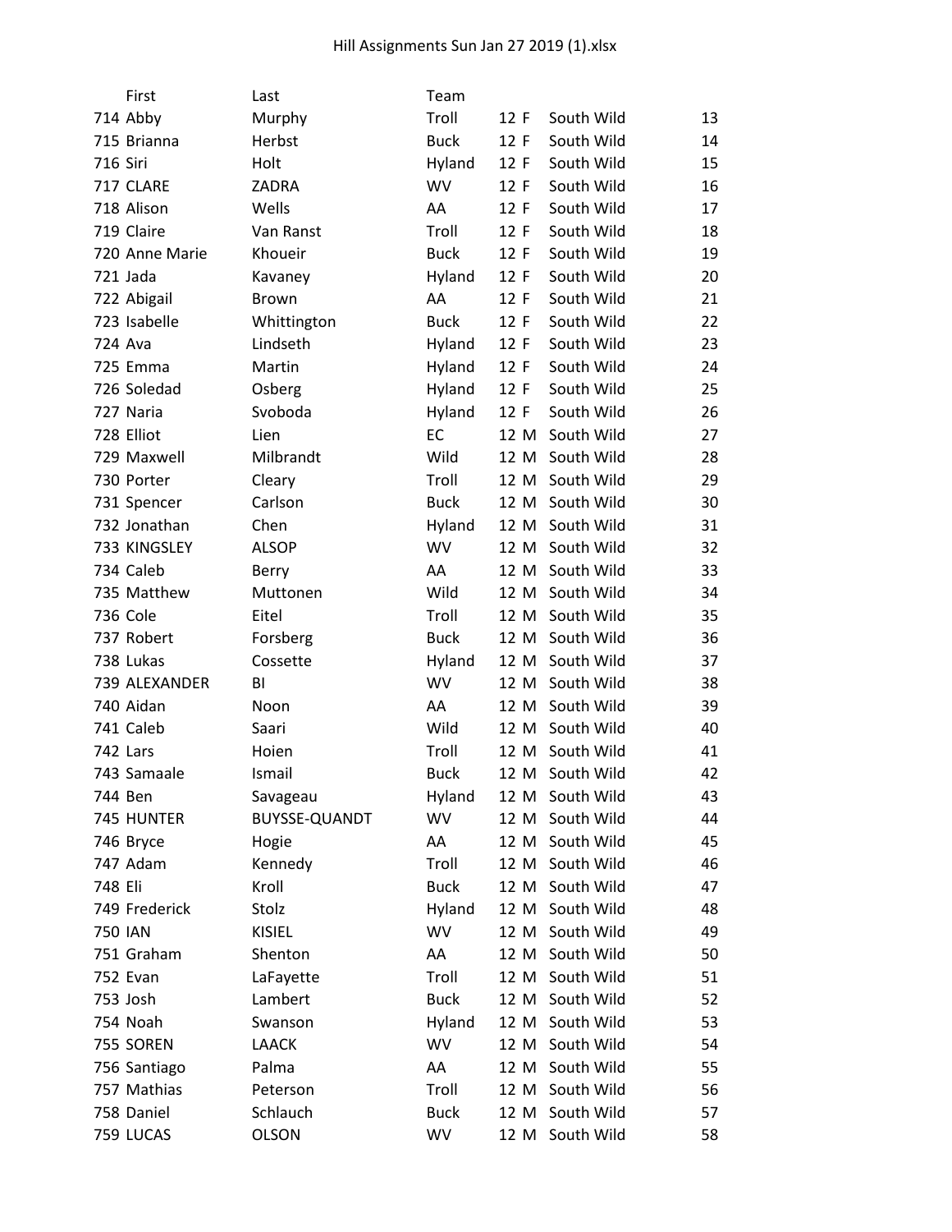Hill Assignments Sun Jan 27 2019 (1).xlsx

| | First | Last | Team | | | | |
|---|---|---|---|---|---|---|---|
| 714 | Abby | Murphy | Troll | 12 | F | South Wild | 13 |
| 715 | Brianna | Herbst | Buck | 12 | F | South Wild | 14 |
| 716 | Siri | Holt | Hyland | 12 | F | South Wild | 15 |
| 717 | CLARE | ZADRA | WV | 12 | F | South Wild | 16 |
| 718 | Alison | Wells | AA | 12 | F | South Wild | 17 |
| 719 | Claire | Van Ranst | Troll | 12 | F | South Wild | 18 |
| 720 | Anne Marie | Khoueir | Buck | 12 | F | South Wild | 19 |
| 721 | Jada | Kavaney | Hyland | 12 | F | South Wild | 20 |
| 722 | Abigail | Brown | AA | 12 | F | South Wild | 21 |
| 723 | Isabelle | Whittington | Buck | 12 | F | South Wild | 22 |
| 724 | Ava | Lindseth | Hyland | 12 | F | South Wild | 23 |
| 725 | Emma | Martin | Hyland | 12 | F | South Wild | 24 |
| 726 | Soledad | Osberg | Hyland | 12 | F | South Wild | 25 |
| 727 | Naria | Svoboda | Hyland | 12 | F | South Wild | 26 |
| 728 | Elliot | Lien | EC | 12 | M | South Wild | 27 |
| 729 | Maxwell | Milbrandt | Wild | 12 | M | South Wild | 28 |
| 730 | Porter | Cleary | Troll | 12 | M | South Wild | 29 |
| 731 | Spencer | Carlson | Buck | 12 | M | South Wild | 30 |
| 732 | Jonathan | Chen | Hyland | 12 | M | South Wild | 31 |
| 733 | KINGSLEY | ALSOP | WV | 12 | M | South Wild | 32 |
| 734 | Caleb | Berry | AA | 12 | M | South Wild | 33 |
| 735 | Matthew | Muttonen | Wild | 12 | M | South Wild | 34 |
| 736 | Cole | Eitel | Troll | 12 | M | South Wild | 35 |
| 737 | Robert | Forsberg | Buck | 12 | M | South Wild | 36 |
| 738 | Lukas | Cossette | Hyland | 12 | M | South Wild | 37 |
| 739 | ALEXANDER | BI | WV | 12 | M | South Wild | 38 |
| 740 | Aidan | Noon | AA | 12 | M | South Wild | 39 |
| 741 | Caleb | Saari | Wild | 12 | M | South Wild | 40 |
| 742 | Lars | Hoien | Troll | 12 | M | South Wild | 41 |
| 743 | Samaale | Ismail | Buck | 12 | M | South Wild | 42 |
| 744 | Ben | Savageau | Hyland | 12 | M | South Wild | 43 |
| 745 | HUNTER | BUYSSE-QUANDT | WV | 12 | M | South Wild | 44 |
| 746 | Bryce | Hogie | AA | 12 | M | South Wild | 45 |
| 747 | Adam | Kennedy | Troll | 12 | M | South Wild | 46 |
| 748 | Eli | Kroll | Buck | 12 | M | South Wild | 47 |
| 749 | Frederick | Stolz | Hyland | 12 | M | South Wild | 48 |
| 750 | IAN | KISIEL | WV | 12 | M | South Wild | 49 |
| 751 | Graham | Shenton | AA | 12 | M | South Wild | 50 |
| 752 | Evan | LaFayette | Troll | 12 | M | South Wild | 51 |
| 753 | Josh | Lambert | Buck | 12 | M | South Wild | 52 |
| 754 | Noah | Swanson | Hyland | 12 | M | South Wild | 53 |
| 755 | SOREN | LAACK | WV | 12 | M | South Wild | 54 |
| 756 | Santiago | Palma | AA | 12 | M | South Wild | 55 |
| 757 | Mathias | Peterson | Troll | 12 | M | South Wild | 56 |
| 758 | Daniel | Schlauch | Buck | 12 | M | South Wild | 57 |
| 759 | LUCAS | OLSON | WV | 12 | M | South Wild | 58 |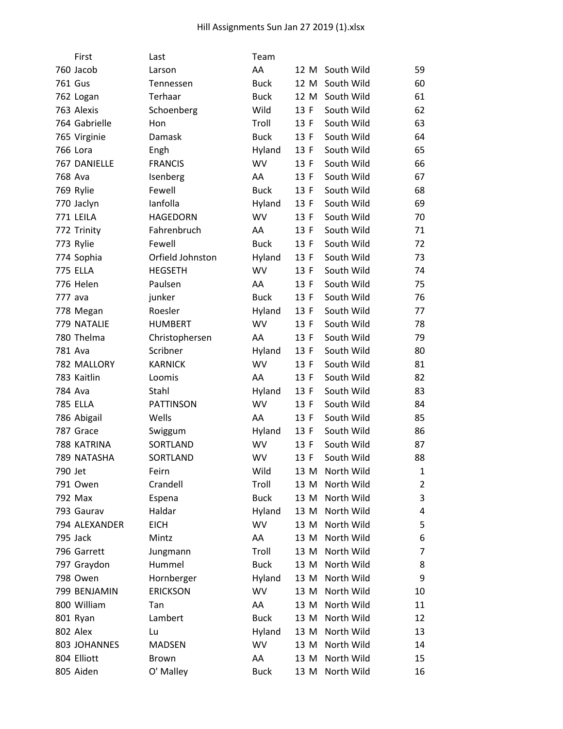Hill Assignments Sun Jan 27 2019 (1).xlsx

| | First | Last | Team | | | | |
|---|---|---|---|---|---|---|---|
| 760 | Jacob | Larson | AA | 12 | M | South Wild | 59 |
| 761 | Gus | Tennessen | Buck | 12 | M | South Wild | 60 |
| 762 | Logan | Terhaar | Buck | 12 | M | South Wild | 61 |
| 763 | Alexis | Schoenberg | Wild | 13 | F | South Wild | 62 |
| 764 | Gabrielle | Hon | Troll | 13 | F | South Wild | 63 |
| 765 | Virginie | Damask | Buck | 13 | F | South Wild | 64 |
| 766 | Lora | Engh | Hyland | 13 | F | South Wild | 65 |
| 767 | DANIELLE | FRANCIS | WV | 13 | F | South Wild | 66 |
| 768 | Ava | Isenberg | AA | 13 | F | South Wild | 67 |
| 769 | Rylie | Fewell | Buck | 13 | F | South Wild | 68 |
| 770 | Jaclyn | Ianfolla | Hyland | 13 | F | South Wild | 69 |
| 771 | LEILA | HAGEDORN | WV | 13 | F | South Wild | 70 |
| 772 | Trinity | Fahrenbruch | AA | 13 | F | South Wild | 71 |
| 773 | Rylie | Fewell | Buck | 13 | F | South Wild | 72 |
| 774 | Sophia | Orfield Johnston | Hyland | 13 | F | South Wild | 73 |
| 775 | ELLA | HEGSETH | WV | 13 | F | South Wild | 74 |
| 776 | Helen | Paulsen | AA | 13 | F | South Wild | 75 |
| 777 | ava | junker | Buck | 13 | F | South Wild | 76 |
| 778 | Megan | Roesler | Hyland | 13 | F | South Wild | 77 |
| 779 | NATALIE | HUMBERT | WV | 13 | F | South Wild | 78 |
| 780 | Thelma | Christophersen | AA | 13 | F | South Wild | 79 |
| 781 | Ava | Scribner | Hyland | 13 | F | South Wild | 80 |
| 782 | MALLORY | KARNICK | WV | 13 | F | South Wild | 81 |
| 783 | Kaitlin | Loomis | AA | 13 | F | South Wild | 82 |
| 784 | Ava | Stahl | Hyland | 13 | F | South Wild | 83 |
| 785 | ELLA | PATTINSON | WV | 13 | F | South Wild | 84 |
| 786 | Abigail | Wells | AA | 13 | F | South Wild | 85 |
| 787 | Grace | Swiggum | Hyland | 13 | F | South Wild | 86 |
| 788 | KATRINA | SORTLAND | WV | 13 | F | South Wild | 87 |
| 789 | NATASHA | SORTLAND | WV | 13 | F | South Wild | 88 |
| 790 | Jet | Feirn | Wild | 13 | M | North Wild | 1 |
| 791 | Owen | Crandell | Troll | 13 | M | North Wild | 2 |
| 792 | Max | Espena | Buck | 13 | M | North Wild | 3 |
| 793 | Gaurav | Haldar | Hyland | 13 | M | North Wild | 4 |
| 794 | ALEXANDER | EICH | WV | 13 | M | North Wild | 5 |
| 795 | Jack | Mintz | AA | 13 | M | North Wild | 6 |
| 796 | Garrett | Jungmann | Troll | 13 | M | North Wild | 7 |
| 797 | Graydon | Hummel | Buck | 13 | M | North Wild | 8 |
| 798 | Owen | Hornberger | Hyland | 13 | M | North Wild | 9 |
| 799 | BENJAMIN | ERICKSON | WV | 13 | M | North Wild | 10 |
| 800 | William | Tan | AA | 13 | M | North Wild | 11 |
| 801 | Ryan | Lambert | Buck | 13 | M | North Wild | 12 |
| 802 | Alex | Lu | Hyland | 13 | M | North Wild | 13 |
| 803 | JOHANNES | MADSEN | WV | 13 | M | North Wild | 14 |
| 804 | Elliott | Brown | AA | 13 | M | North Wild | 15 |
| 805 | Aiden | O' Malley | Buck | 13 | M | North Wild | 16 |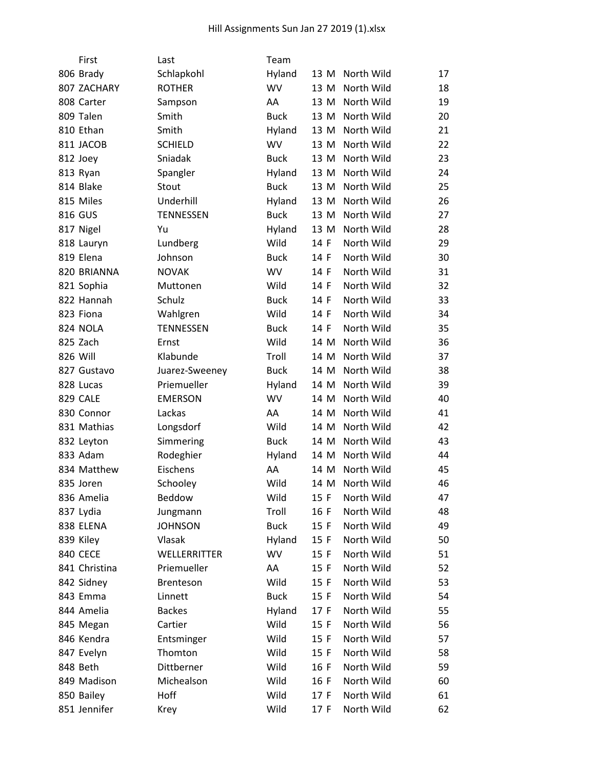Hill Assignments Sun Jan 27 2019 (1).xlsx

| | First | Last | Team | | | | |
|---|---|---|---|---|---|---|---|
| 806 | Brady | Schlapkohl | Hyland | 13 | M | North Wild | 17 |
| 807 | ZACHARY | ROTHER | WV | 13 | M | North Wild | 18 |
| 808 | Carter | Sampson | AA | 13 | M | North Wild | 19 |
| 809 | Talen | Smith | Buck | 13 | M | North Wild | 20 |
| 810 | Ethan | Smith | Hyland | 13 | M | North Wild | 21 |
| 811 | JACOB | SCHIELD | WV | 13 | M | North Wild | 22 |
| 812 | Joey | Sniadak | Buck | 13 | M | North Wild | 23 |
| 813 | Ryan | Spangler | Hyland | 13 | M | North Wild | 24 |
| 814 | Blake | Stout | Buck | 13 | M | North Wild | 25 |
| 815 | Miles | Underhill | Hyland | 13 | M | North Wild | 26 |
| 816 | GUS | TENNESSEN | Buck | 13 | M | North Wild | 27 |
| 817 | Nigel | Yu | Hyland | 13 | M | North Wild | 28 |
| 818 | Lauryn | Lundberg | Wild | 14 | F | North Wild | 29 |
| 819 | Elena | Johnson | Buck | 14 | F | North Wild | 30 |
| 820 | BRIANNA | NOVAK | WV | 14 | F | North Wild | 31 |
| 821 | Sophia | Muttonen | Wild | 14 | F | North Wild | 32 |
| 822 | Hannah | Schulz | Buck | 14 | F | North Wild | 33 |
| 823 | Fiona | Wahlgren | Wild | 14 | F | North Wild | 34 |
| 824 | NOLA | TENNESSEN | Buck | 14 | F | North Wild | 35 |
| 825 | Zach | Ernst | Wild | 14 | M | North Wild | 36 |
| 826 | Will | Klabunde | Troll | 14 | M | North Wild | 37 |
| 827 | Gustavo | Juarez-Sweeney | Buck | 14 | M | North Wild | 38 |
| 828 | Lucas | Priemueller | Hyland | 14 | M | North Wild | 39 |
| 829 | CALE | EMERSON | WV | 14 | M | North Wild | 40 |
| 830 | Connor | Lackas | AA | 14 | M | North Wild | 41 |
| 831 | Mathias | Longsdorf | Wild | 14 | M | North Wild | 42 |
| 832 | Leyton | Simmering | Buck | 14 | M | North Wild | 43 |
| 833 | Adam | Rodeghier | Hyland | 14 | M | North Wild | 44 |
| 834 | Matthew | Eischens | AA | 14 | M | North Wild | 45 |
| 835 | Joren | Schooley | Wild | 14 | M | North Wild | 46 |
| 836 | Amelia | Beddow | Wild | 15 | F | North Wild | 47 |
| 837 | Lydia | Jungmann | Troll | 16 | F | North Wild | 48 |
| 838 | ELENA | JOHNSON | Buck | 15 | F | North Wild | 49 |
| 839 | Kiley | Vlasak | Hyland | 15 | F | North Wild | 50 |
| 840 | CECE | WELLERRITTER | WV | 15 | F | North Wild | 51 |
| 841 | Christina | Priemueller | AA | 15 | F | North Wild | 52 |
| 842 | Sidney | Brenteson | Wild | 15 | F | North Wild | 53 |
| 843 | Emma | Linnett | Buck | 15 | F | North Wild | 54 |
| 844 | Amelia | Backes | Hyland | 17 | F | North Wild | 55 |
| 845 | Megan | Cartier | Wild | 15 | F | North Wild | 56 |
| 846 | Kendra | Entsminger | Wild | 15 | F | North Wild | 57 |
| 847 | Evelyn | Thomton | Wild | 15 | F | North Wild | 58 |
| 848 | Beth | Dittberner | Wild | 16 | F | North Wild | 59 |
| 849 | Madison | Michealson | Wild | 16 | F | North Wild | 60 |
| 850 | Bailey | Hoff | Wild | 17 | F | North Wild | 61 |
| 851 | Jennifer | Krey | Wild | 17 | F | North Wild | 62 |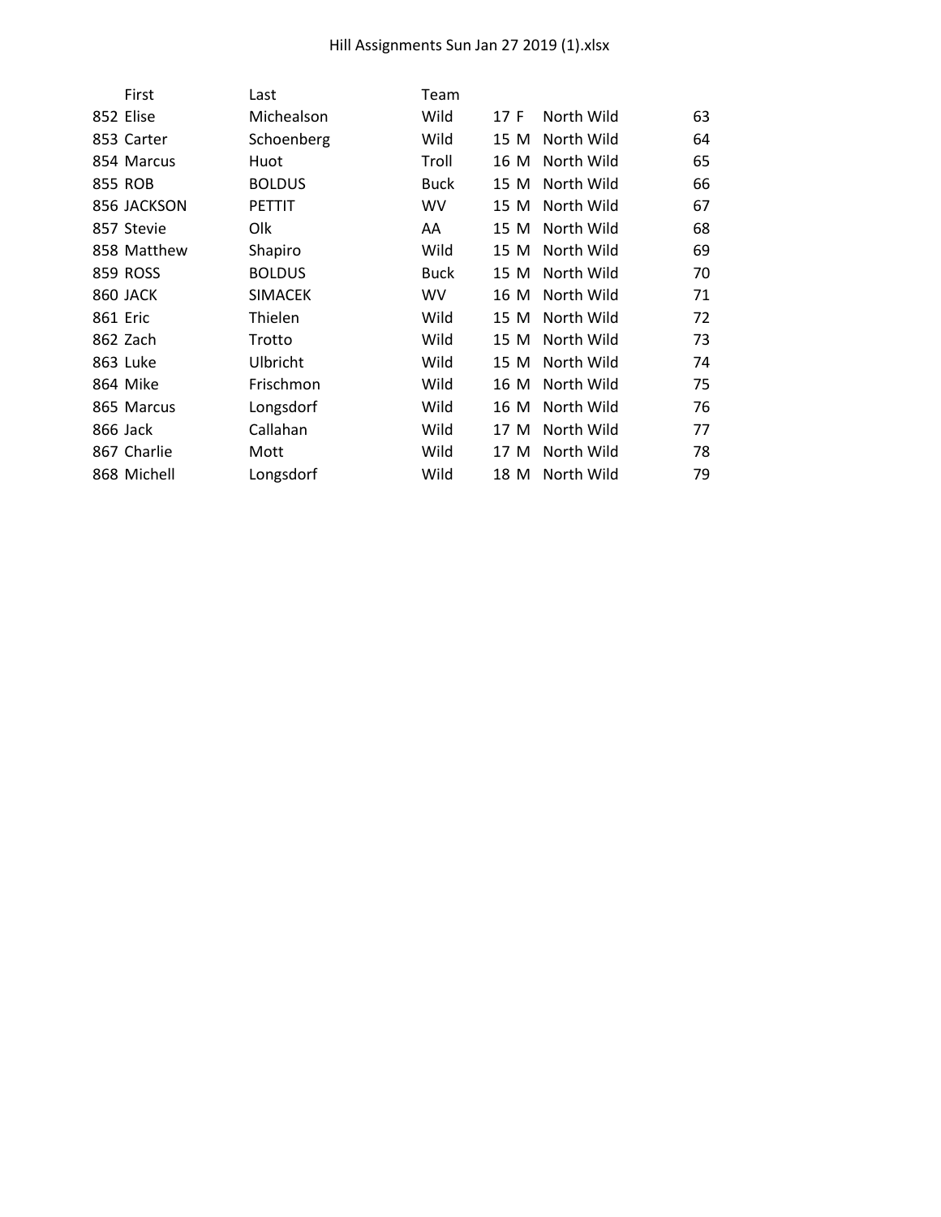| | First | Last | Team | | | | |
|---|---|---|---|---|---|---|---|
| 852 | Elise | Michealson | Wild | 17 | F | North Wild | 63 |
| 853 | Carter | Schoenberg | Wild | 15 | M | North Wild | 64 |
| 854 | Marcus | Huot | Troll | 16 | M | North Wild | 65 |
| 855 | ROB | BOLDUS | Buck | 15 | M | North Wild | 66 |
| 856 | JACKSON | PETTIT | WV | 15 | M | North Wild | 67 |
| 857 | Stevie | Olk | AA | 15 | M | North Wild | 68 |
| 858 | Matthew | Shapiro | Wild | 15 | M | North Wild | 69 |
| 859 | ROSS | BOLDUS | Buck | 15 | M | North Wild | 70 |
| 860 | JACK | SIMACEK | WV | 16 | M | North Wild | 71 |
| 861 | Eric | Thielen | Wild | 15 | M | North Wild | 72 |
| 862 | Zach | Trotto | Wild | 15 | M | North Wild | 73 |
| 863 | Luke | Ulbricht | Wild | 15 | M | North Wild | 74 |
| 864 | Mike | Frischmon | Wild | 16 | M | North Wild | 75 |
| 865 | Marcus | Longsdorf | Wild | 16 | M | North Wild | 76 |
| 866 | Jack | Callahan | Wild | 17 | M | North Wild | 77 |
| 867 | Charlie | Mott | Wild | 17 | M | North Wild | 78 |
| 868 | Michell | Longsdorf | Wild | 18 | M | North Wild | 79 |